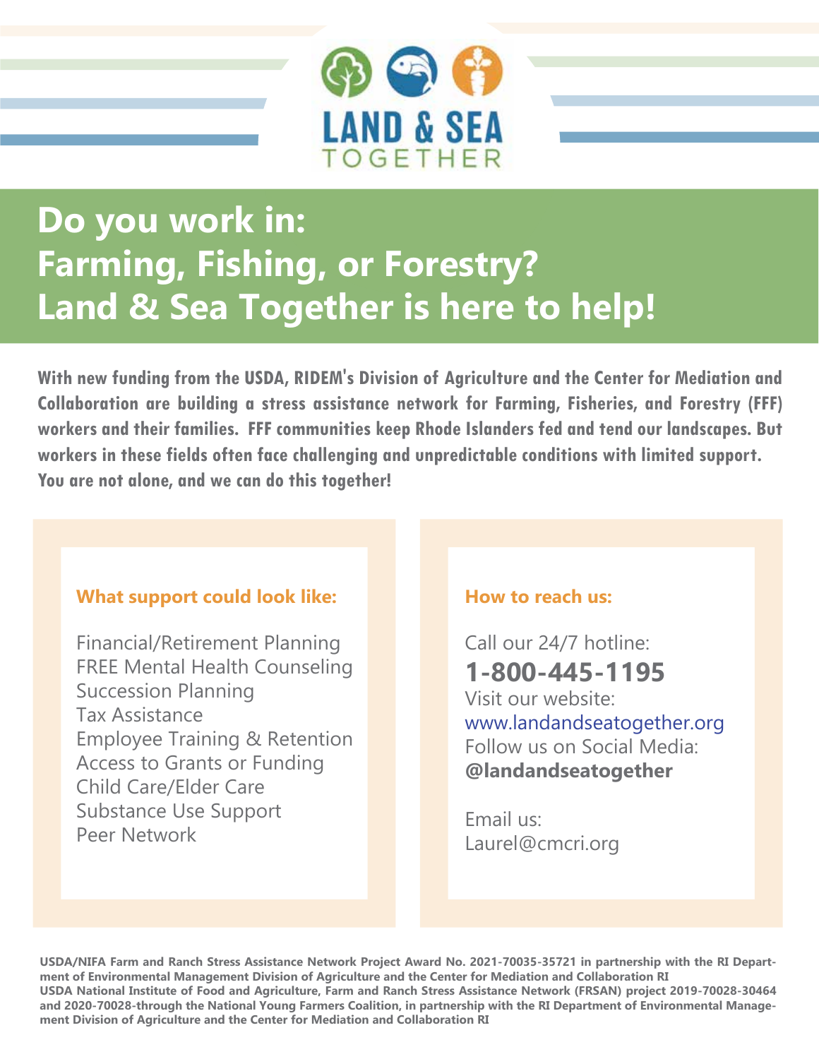# LAND & SEA TOGETHER

## Do you work in: Farming, Fishing, or Forestry? Land & Sea Together is here to help!

**With new funding from the USDA, RIDEM's Division of Agriculture and the Center for Mediation and Collaboration are building a stress assistance network for Farming, Fisheries, and Forestry (FFF) workers and their families. FFF communities keep Rhode Islanders fed and tend our landscapes. But workers in these fields often face challenging and unpredictable conditions with limited support. You are not alone, and we can do this together!**

### What support could look like:

- Financial/Retirement Planning
- FREE Mental Health Counseling
- Succession Planning
- Tax Assistance
- Employee Training & Retention
- Access to Grants or Funding
- Child Care/Elder Care
- Substance Use Support
- Peer Network

### How to reach us:

Call our 24/7 hotline:
**1-800-445-1195**
Visit our website:
www.landandseatogether.org
Follow us on Social Media:
**@landandseatogether**

Email us:
Laurel@cmcri.org

**USDA/NIFA Farm and Ranch Stress Assistance Network Project Award No. 2021-70035-35721 in partnership with the RI Department of Environmental Management Division of Agriculture and the Center for Mediation and Collaboration RI**
**USDA National Institute of Food and Agriculture, Farm and Ranch Stress Assistance Network (FRSAN) project 2019-70028-30464 and 2020-70028-through the National Young Farmers Coalition, in partnership with the RI Department of Environmental Management Division of Agriculture and the Center for Mediation and Collaboration RI**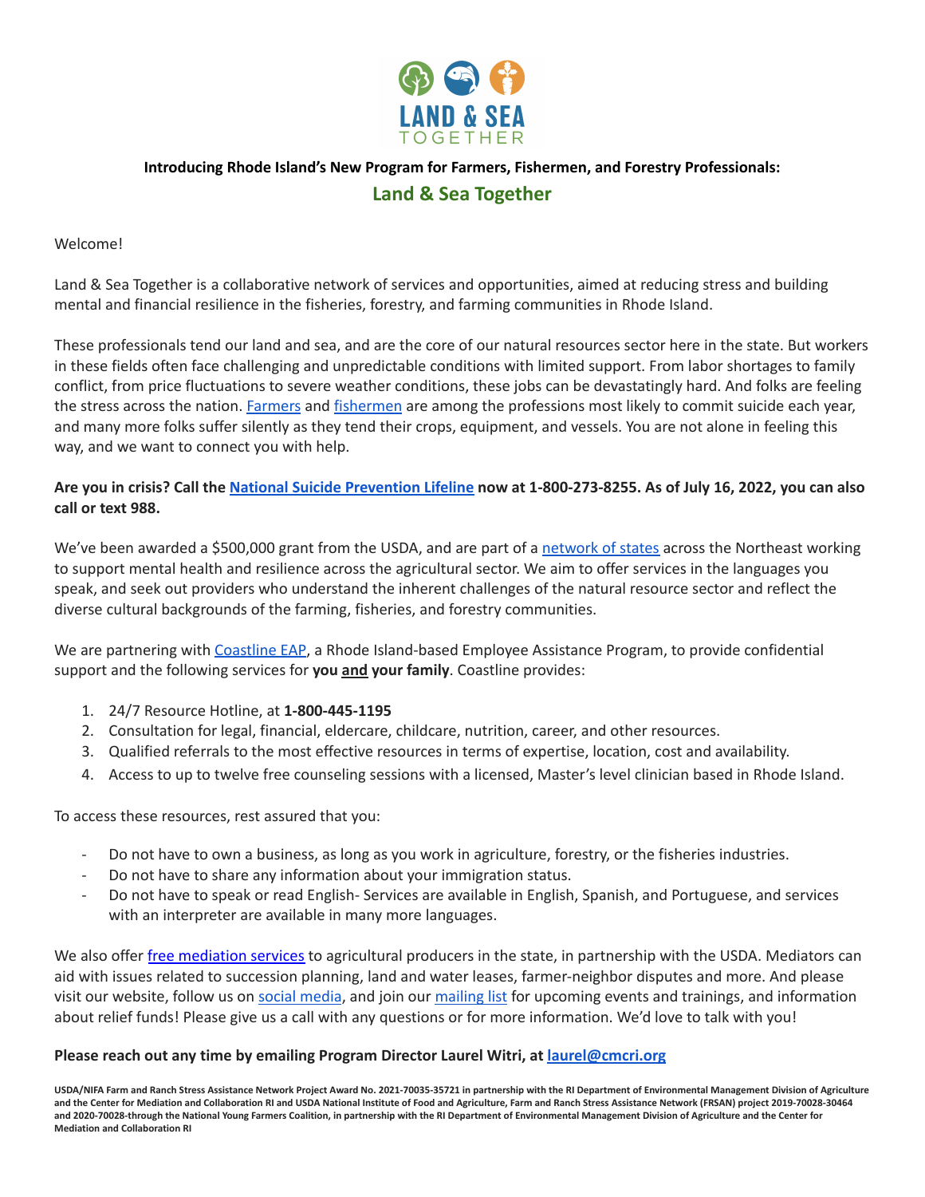**Introducing Rhode Island's New Program for Farmers, Fishermen, and Forestry Professionals:**

# Land & Sea Together

Welcome!

Land & Sea Together is a collaborative network of services and opportunities, aimed at reducing stress and building mental and financial resilience in the fisheries, forestry, and farming communities in Rhode Island.

These professionals tend our land and sea, and are the core of our natural resources sector here in the state. But workers in these fields often face challenging and unpredictable conditions with limited support. From labor shortages to family conflict, from price fluctuations to severe weather conditions, these jobs can be devastatingly hard. And folks are feeling the stress across the nation. Farmers and fishermen are among the professions most likely to commit suicide each year, and many more folks suffer silently as they tend their crops, equipment, and vessels. You are not alone in feeling this way, and we want to connect you with help.

**Are you in crisis? Call the National Suicide Prevention Lifeline now at 1-800-273-8255. As of July 16, 2022, you can also call or text 988.**

We've been awarded a $500,000 grant from the USDA, and are part of a network of states across the Northeast working to support mental health and resilience across the agricultural sector. We aim to offer services in the languages you speak, and seek out providers who understand the inherent challenges of the natural resource sector and reflect the diverse cultural backgrounds of the farming, fisheries, and forestry communities.

We are partnering with Coastline EAP, a Rhode Island-based Employee Assistance Program, to provide confidential support and the following services for **you and your family**. Coastline provides:

1. 24/7 Resource Hotline, at **1-800-445-1195**
2. Consultation for legal, financial, eldercare, childcare, nutrition, career, and other resources.
3. Qualified referrals to the most effective resources in terms of expertise, location, cost and availability.
4. Access to up to twelve free counseling sessions with a licensed, Master's level clinician based in Rhode Island.

To access these resources, rest assured that you:

- Do not have to own a business, as long as you work in agriculture, forestry, or the fisheries industries.
- Do not have to share any information about your immigration status.
- Do not have to speak or read English- Services are available in English, Spanish, and Portuguese, and services with an interpreter are available in many more languages.

We also offer free mediation services to agricultural producers in the state, in partnership with the USDA. Mediators can aid with issues related to succession planning, land and water leases, farmer-neighbor disputes and more. And please visit our website, follow us on social media, and join our mailing list for upcoming events and trainings, and information about relief funds! Please give us a call with any questions or for more information. We'd love to talk with you!

**Please reach out any time by emailing Program Director Laurel Witri, at laurel@cmcri.org**

**USDA/NIFA Farm and Ranch Stress Assistance Network Project Award No. 2021-70035-35721 in partnership with the RI Department of Environmental Management Division of Agriculture and the Center for Mediation and Collaboration RI and USDA National Institute of Food and Agriculture, Farm and Ranch Stress Assistance Network (FRSAN) project 2019-70028-30464 and 2020-70028-through the National Young Farmers Coalition, in partnership with the RI Department of Environmental Management Division of Agriculture and the Center for Mediation and Collaboration RI**